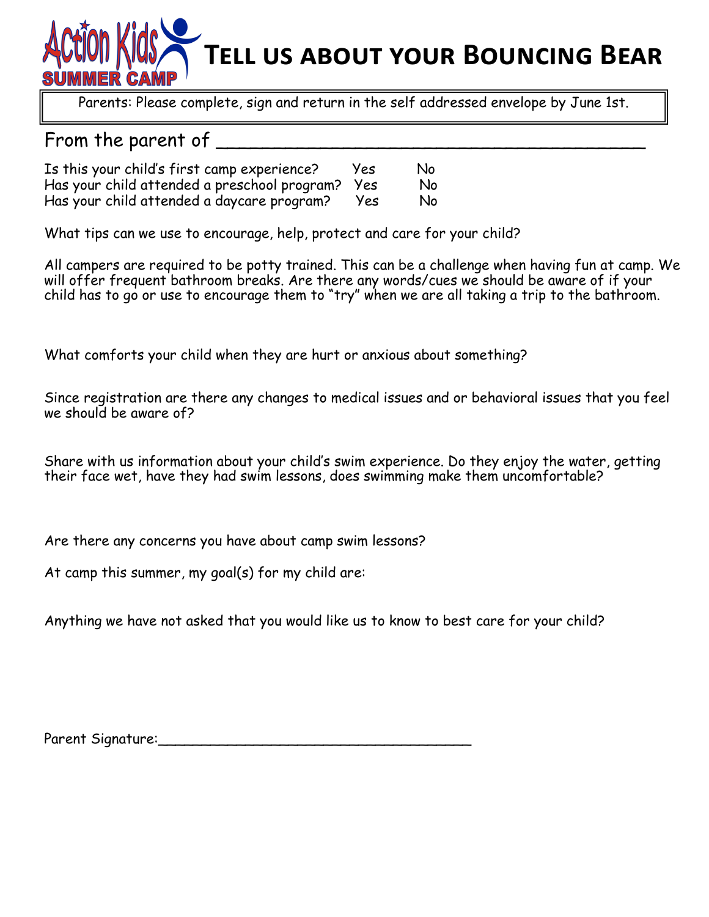Action Kids SUMMER CAMP

# Tell us about your Bouncing Bear

Parents: Please complete, sign and return in the self addressed envelope by June 1st.

From the parent of ______________________________________

Is this your child's first camp experience? Yes No
Has your child attended a preschool program? Yes No
Has your child attended a daycare program? Yes No

What tips can we use to encourage, help, protect and care for your child?

All campers are required to be potty trained. This can be a challenge when having fun at camp. We will offer frequent bathroom breaks. Are there any words/cues we should be aware of if your child has to go or use to encourage them to "try" when we are all taking a trip to the bathroom.

What comforts your child when they are hurt or anxious about something?

Since registration are there any changes to medical issues and or behavioral issues that you feel we should be aware of?

Share with us information about your child's swim experience. Do they enjoy the water, getting their face wet, have they had swim lessons, does swimming make them uncomfortable?

Are there any concerns you have about camp swim lessons?

At camp this summer, my goal(s) for my child are:

Anything we have not asked that you would like us to know to best care for your child?

Parent Signature:_________________________________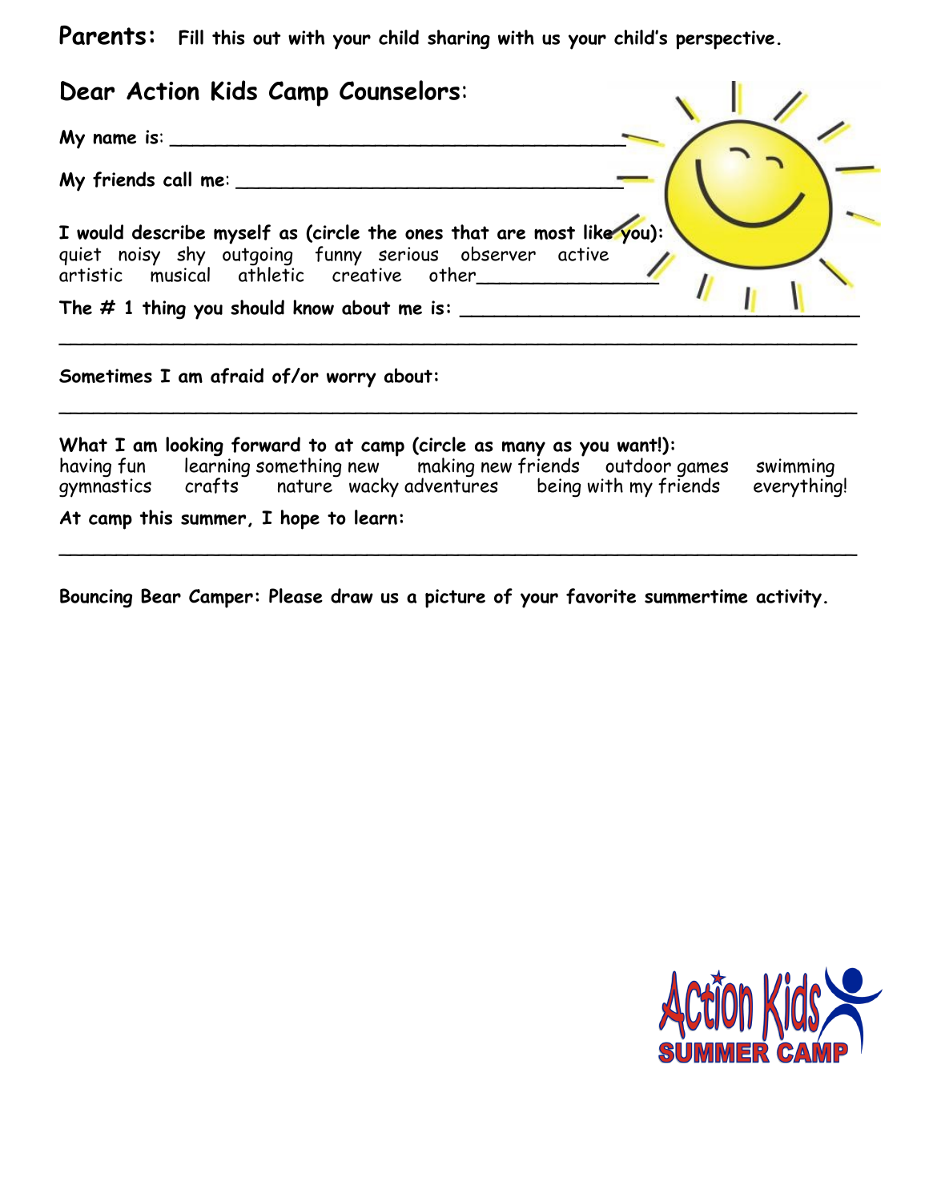**Parents:** **Fill this out with your child sharing with us your child's perspective.**

## Dear Action Kids Camp Counselors:

**My name is**: ________________________________________

**My friends call me**: ________________________________

**I would describe myself as (circle the ones that are most like you):**
quiet noisy shy outgoing funny serious observer active
artistic musical athletic creative other________________

**The # 1 thing you should know about me is:** ________________________________
______________________________________________________________________

**Sometimes I am afraid of/or worry about:**
______________________________________________________________________

**What I am looking forward to at camp (circle as many as you want!):**
having fun learning something new making new friends outdoor games swimming
gymnastics crafts nature wacky adventures being with my friends everything!

**At camp this summer, I hope to learn:**
______________________________________________________________________

**Bouncing Bear Camper: Please draw us a picture of your favorite summertime activity.**

Action Kids SUMMER CAMP